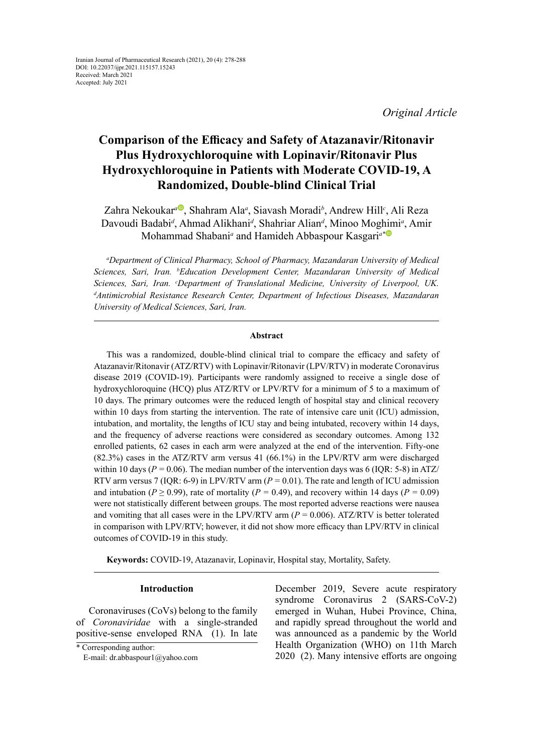Iranian Journal of Pharmaceutical Research (2021), 20 (4): 278-288
DOI: 10.22037/ijpr.2021.115157.15243
Received: March 2021
Accepted: July 2021

*Original Article*

# Comparison of the Efficacy and Safety of Atazanavir/Ritonavir Plus Hydroxychloroquine with Lopinavir/Ritonavir Plus Hydroxychloroquine in Patients with Moderate COVID-19, A Randomized, Double-blind Clinical Trial

Zahra Nekoukar[a], Shahram Ala[a], Siavash Moradi[b], Andrew Hill[c], Ali Reza Davoudi Badabi[d], Ahmad Alikhani[d], Shahriar Alian[d], Minoo Moghimi[a], Amir Mohammad Shabani[a] and Hamideh Abbaspour Kasgari[a*]

*[a]Department of Clinical Pharmacy, School of Pharmacy, Mazandaran University of Medical Sciences, Sari, Iran. [b]Education Development Center, Mazandaran University of Medical Sciences, Sari, Iran. [c]Department of Translational Medicine, University of Liverpool, UK. [d]Antimicrobial Resistance Research Center, Department of Infectious Diseases, Mazandaran University of Medical Sciences, Sari, Iran.*

## Abstract

This was a randomized, double-blind clinical trial to compare the efficacy and safety of Atazanavir/Ritonavir (ATZ/RTV) with Lopinavir/Ritonavir (LPV/RTV) in moderate Coronavirus disease 2019 (COVID-19). Participants were randomly assigned to receive a single dose of hydroxychloroquine (HCQ) plus ATZ/RTV or LPV/RTV for a minimum of 5 to a maximum of 10 days. The primary outcomes were the reduced length of hospital stay and clinical recovery within 10 days from starting the intervention. The rate of intensive care unit (ICU) admission, intubation, and mortality, the lengths of ICU stay and being intubated, recovery within 14 days, and the frequency of adverse reactions were considered as secondary outcomes. Among 132 enrolled patients, 62 cases in each arm were analyzed at the end of the intervention. Fifty-one (82.3%) cases in the ATZ/RTV arm versus 41 (66.1%) in the LPV/RTV arm were discharged within 10 days ($P = 0.06$). The median number of the intervention days was 6 (IQR: 5-8) in ATZ/RTV arm versus 7 (IQR: 6-9) in LPV/RTV arm ($P = 0.01$). The rate and length of ICU admission and intubation ($P \geq 0.99$), rate of mortality ($P = 0.49$), and recovery within 14 days ($P = 0.09$) were not statistically different between groups. The most reported adverse reactions were nausea and vomiting that all cases were in the LPV/RTV arm ($P = 0.006$). ATZ/RTV is better tolerated in comparison with LPV/RTV; however, it did not show more efficacy than LPV/RTV in clinical outcomes of COVID-19 in this study.

**Keywords:** COVID-19, Atazanavir, Lopinavir, Hospital stay, Mortality, Safety.

## Introduction

Coronaviruses (CoVs) belong to the family of *Coronaviridae* with a single-stranded positive-sense enveloped RNA (1). In late December 2019, Severe acute respiratory syndrome Coronavirus 2 (SARS-CoV-2) emerged in Wuhan, Hubei Province, China, and rapidly spread throughout the world and was announced as a pandemic by the World Health Organization (WHO) on 11th March 2020 (2). Many intensive efforts are ongoing

\* Corresponding author:
E-mail: dr.abbaspour1@yahoo.com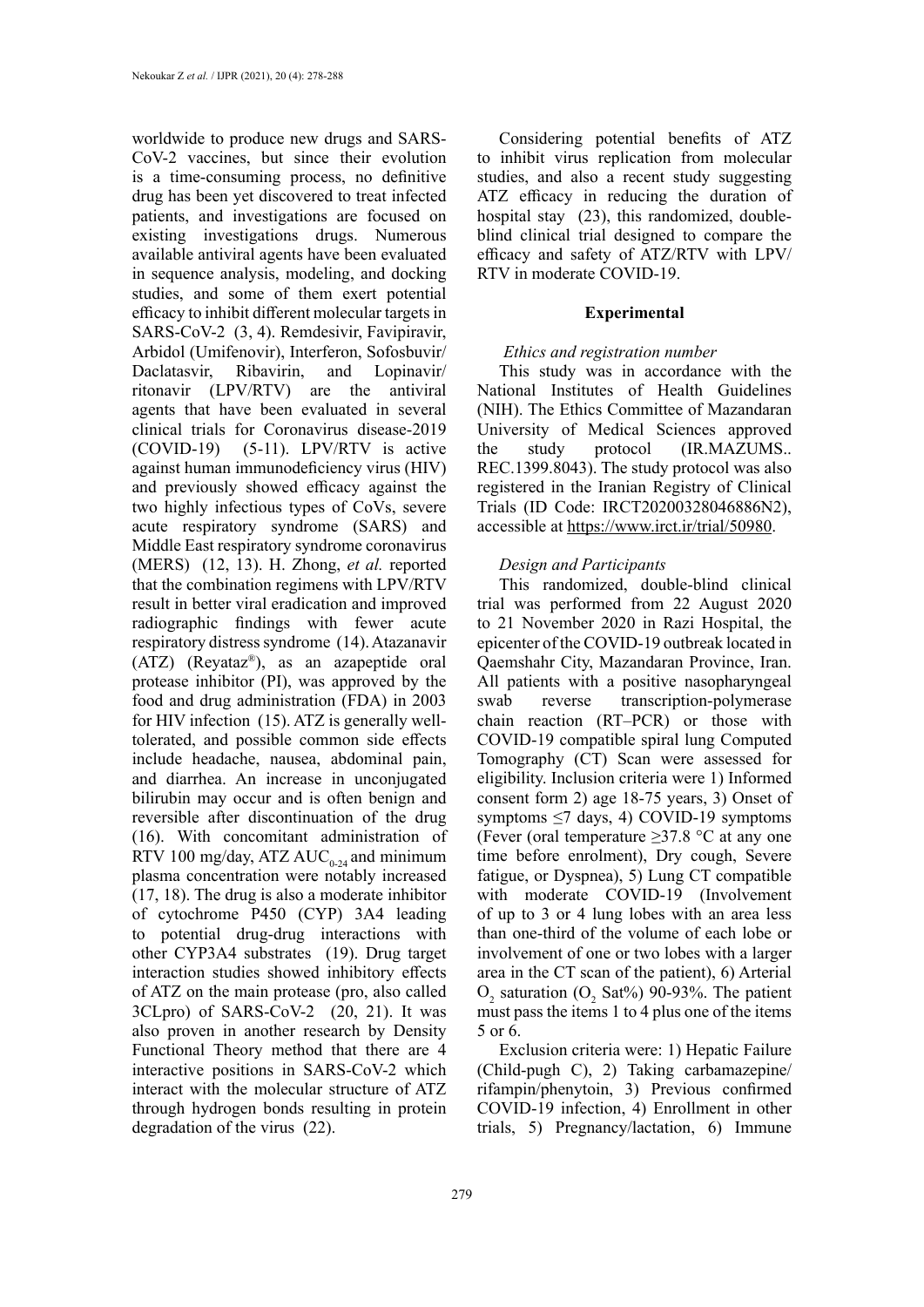worldwide to produce new drugs and SARS-CoV-2 vaccines, but since their evolution is a time-consuming process, no definitive drug has been yet discovered to treat infected patients, and investigations are focused on existing investigations drugs. Numerous available antiviral agents have been evaluated in sequence analysis, modeling, and docking studies, and some of them exert potential efficacy to inhibit different molecular targets in SARS-CoV-2 (3, 4). Remdesivir, Favipiravir, Arbidol (Umifenovir), Interferon, Sofosbuvir/Daclatasvir, Ribavirin, and Lopinavir/ritonavir (LPV/RTV) are the antiviral agents that have been evaluated in several clinical trials for Coronavirus disease-2019 (COVID-19) (5-11). LPV/RTV is active against human immunodeficiency virus (HIV) and previously showed efficacy against the two highly infectious types of CoVs, severe acute respiratory syndrome (SARS) and Middle East respiratory syndrome coronavirus (MERS) (12, 13). H. Zhong, *et al.* reported that the combination regimens with LPV/RTV result in better viral eradication and improved radiographic findings with fewer acute respiratory distress syndrome (14). Atazanavir (ATZ) (Reyataz®), as an azapeptide oral protease inhibitor (PI), was approved by the food and drug administration (FDA) in 2003 for HIV infection (15). ATZ is generally well-tolerated, and possible common side effects include headache, nausea, abdominal pain, and diarrhea. An increase in unconjugated bilirubin may occur and is often benign and reversible after discontinuation of the drug (16). With concomitant administration of RTV 100 mg/day, ATZ $AUC_{0-24}$ and minimum plasma concentration were notably increased (17, 18). The drug is also a moderate inhibitor of cytochrome P450 (CYP) 3A4 leading to potential drug-drug interactions with other CYP3A4 substrates (19). Drug target interaction studies showed inhibitory effects of ATZ on the main protease (pro, also called 3CLpro) of SARS-CoV-2 (20, 21). It was also proven in another research by Density Functional Theory method that there are 4 interactive positions in SARS-CoV-2 which interact with the molecular structure of ATZ through hydrogen bonds resulting in protein degradation of the virus (22).

Considering potential benefits of ATZ to inhibit virus replication from molecular studies, and also a recent study suggesting ATZ efficacy in reducing the duration of hospital stay (23), this randomized, double-blind clinical trial designed to compare the efficacy and safety of ATZ/RTV with LPV/RTV in moderate COVID-19.

## Experimental

### *Ethics and registration number*

This study was in accordance with the National Institutes of Health Guidelines (NIH). The Ethics Committee of Mazandaran University of Medical Sciences approved the study protocol (IR.MAZUMS.. REC.1399.8043). The study protocol was also registered in the Iranian Registry of Clinical Trials (ID Code: IRCT20200328046886N2), accessible at https://www.irct.ir/trial/50980.

### *Design and Participants*

This randomized, double-blind clinical trial was performed from 22 August 2020 to 21 November 2020 in Razi Hospital, the epicenter of the COVID-19 outbreak located in Qaemshahr City, Mazandaran Province, Iran. All patients with a positive nasopharyngeal swab reverse transcription-polymerase chain reaction (RT–PCR) or those with COVID-19 compatible spiral lung Computed Tomography (CT) Scan were assessed for eligibility. Inclusion criteria were 1) Informed consent form 2) age 18-75 years, 3) Onset of symptoms ≤7 days, 4) COVID-19 symptoms (Fever (oral temperature ≥37.8 °C at any one time before enrolment), Dry cough, Severe fatigue, or Dyspnea), 5) Lung CT compatible with moderate COVID-19 (Involvement of up to 3 or 4 lung lobes with an area less than one-third of the volume of each lobe or involvement of one or two lobes with a larger area in the CT scan of the patient), 6) Arterial $O_2$ saturation ($O_2$ Sat%) 90-93%. The patient must pass the items 1 to 4 plus one of the items 5 or 6.

Exclusion criteria were: 1) Hepatic Failure (Child-pugh C), 2) Taking carbamazepine/rifampin/phenytoin, 3) Previous confirmed COVID-19 infection, 4) Enrollment in other trials, 5) Pregnancy/lactation, 6) Immune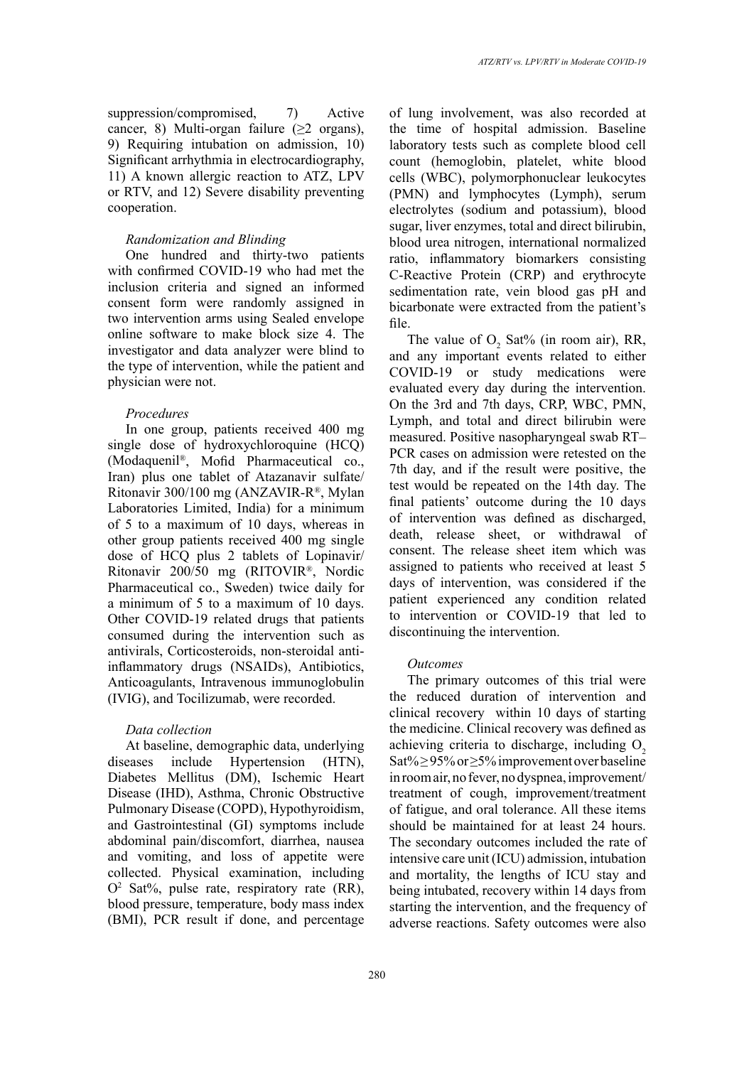suppression/compromised, 7) Active cancer, 8) Multi-organ failure (≥2 organs), 9) Requiring intubation on admission, 10) Significant arrhythmia in electrocardiography, 11) A known allergic reaction to ATZ, LPV or RTV, and 12) Severe disability preventing cooperation.

### *Randomization and Blinding*

One hundred and thirty-two patients with confirmed COVID-19 who had met the inclusion criteria and signed an informed consent form were randomly assigned in two intervention arms using Sealed envelope online software to make block size 4. The investigator and data analyzer were blind to the type of intervention, while the patient and physician were not.

### *Procedures*

In one group, patients received 400 mg single dose of hydroxychloroquine (HCQ) (Modaquenil®, Mofid Pharmaceutical co., Iran) plus one tablet of Atazanavir sulfate/Ritonavir 300/100 mg (ANZAVIR-R®, Mylan Laboratories Limited, India) for a minimum of 5 to a maximum of 10 days, whereas in other group patients received 400 mg single dose of HCQ plus 2 tablets of Lopinavir/Ritonavir 200/50 mg (RITOVIR®, Nordic Pharmaceutical co., Sweden) twice daily for a minimum of 5 to a maximum of 10 days. Other COVID-19 related drugs that patients consumed during the intervention such as antivirals, Corticosteroids, non-steroidal anti-inflammatory drugs (NSAIDs), Antibiotics, Anticoagulants, Intravenous immunoglobulin (IVIG), and Tocilizumab, were recorded.

### *Data collection*

At baseline, demographic data, underlying diseases include Hypertension (HTN), Diabetes Mellitus (DM), Ischemic Heart Disease (IHD), Asthma, Chronic Obstructive Pulmonary Disease (COPD), Hypothyroidism, and Gastrointestinal (GI) symptoms include abdominal pain/discomfort, diarrhea, nausea and vomiting, and loss of appetite were collected. Physical examination, including $O^2$ Sat%, pulse rate, respiratory rate (RR), blood pressure, temperature, body mass index (BMI), PCR result if done, and percentage of lung involvement, was also recorded at the time of hospital admission. Baseline laboratory tests such as complete blood cell count (hemoglobin, platelet, white blood cells (WBC), polymorphonuclear leukocytes (PMN) and lymphocytes (Lymph), serum electrolytes (sodium and potassium), blood sugar, liver enzymes, total and direct bilirubin, blood urea nitrogen, international normalized ratio, inflammatory biomarkers consisting C-Reactive Protein (CRP) and erythrocyte sedimentation rate, vein blood gas pH and bicarbonate were extracted from the patient's file.

The value of $O_2$ Sat% (in room air), RR, and any important events related to either COVID-19 or study medications were evaluated every day during the intervention. On the 3rd and 7th days, CRP, WBC, PMN, Lymph, and total and direct bilirubin were measured. Positive nasopharyngeal swab RT–PCR cases on admission were retested on the 7th day, and if the result were positive, the test would be repeated on the 14th day. The final patients' outcome during the 10 days of intervention was defined as discharged, death, release sheet, or withdrawal of consent. The release sheet item which was assigned to patients who received at least 5 days of intervention, was considered if the patient experienced any condition related to intervention or COVID-19 that led to discontinuing the intervention.

### *Outcomes*

The primary outcomes of this trial were the reduced duration of intervention and clinical recovery within 10 days of starting the medicine. Clinical recovery was defined as achieving criteria to discharge, including $O_2$ Sat% ≥ 95% or ≥5% improvement over baseline in room air, no fever, no dyspnea, improvement/treatment of cough, improvement/treatment of fatigue, and oral tolerance. All these items should be maintained for at least 24 hours. The secondary outcomes included the rate of intensive care unit (ICU) admission, intubation and mortality, the lengths of ICU stay and being intubated, recovery within 14 days from starting the intervention, and the frequency of adverse reactions. Safety outcomes were also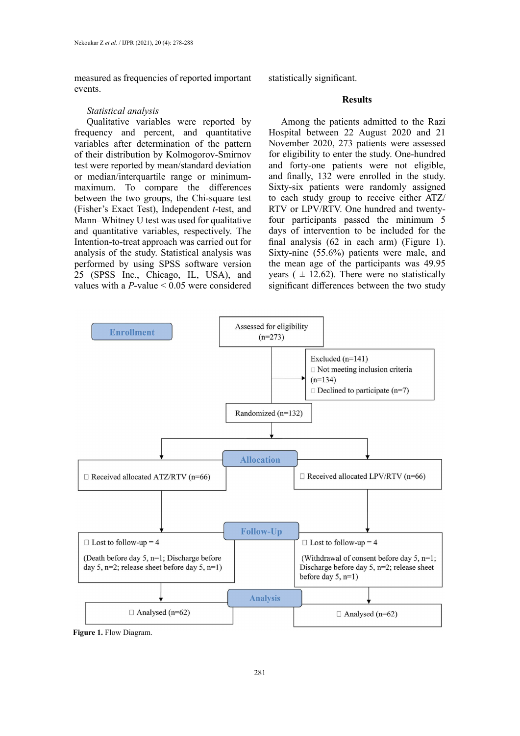measured as frequencies of reported important events.

*Statistical analysis*

Qualitative variables were reported by frequency and percent, and quantitative variables after determination of the pattern of their distribution by Kolmogorov-Smirnov test were reported by mean/standard deviation or median/interquartile range or minimum-maximum. To compare the differences between the two groups, the Chi-square test (Fisher's Exact Test), Independent *t*-test, and Mann–Whitney U test was used for qualitative and quantitative variables, respectively. The Intention-to-treat approach was carried out for analysis of the study. Statistical analysis was performed by using SPSS software version 25 (SPSS Inc., Chicago, IL, USA), and values with a *P*-value < 0.05 were considered statistically significant.

## Results

Among the patients admitted to the Razi Hospital between 22 August 2020 and 21 November 2020, 273 patients were assessed for eligibility to enter the study. One-hundred and forty-one patients were not eligible, and finally, 132 were enrolled in the study. Sixty-six patients were randomly assigned to each study group to receive either ATZ/RTV or LPV/RTV. One hundred and twenty-four participants passed the minimum 5 days of intervention to be included for the final analysis (62 in each arm) (Figure 1). Sixty-nine (55.6%) patients were male, and the mean age of the participants was 49.95 years ( ± 12.62). There were no statistically significant differences between the two study

**Enrollment**

Assessed for eligibility (n=273)

Excluded (n=141)
- Not meeting inclusion criteria (n=134)
- Declined to participate (n=7)

Randomized (n=132)

**Allocation**

- Received allocated ATZ/RTV (n=66)
- Received allocated LPV/RTV (n=66)

**Follow-Up**

- Lost to follow-up = 4

(Death before day 5, n=1; Discharge before day 5, n=2; release sheet before day 5, n=1)

- Lost to follow-up = 4

(Withdrawal of consent before day 5, n=1; Discharge before day 5, n=2; release sheet before day 5, n=1)

**Analysis**

- Analysed (n=62)
- Analysed (n=62)

**Figure 1.** Flow Diagram.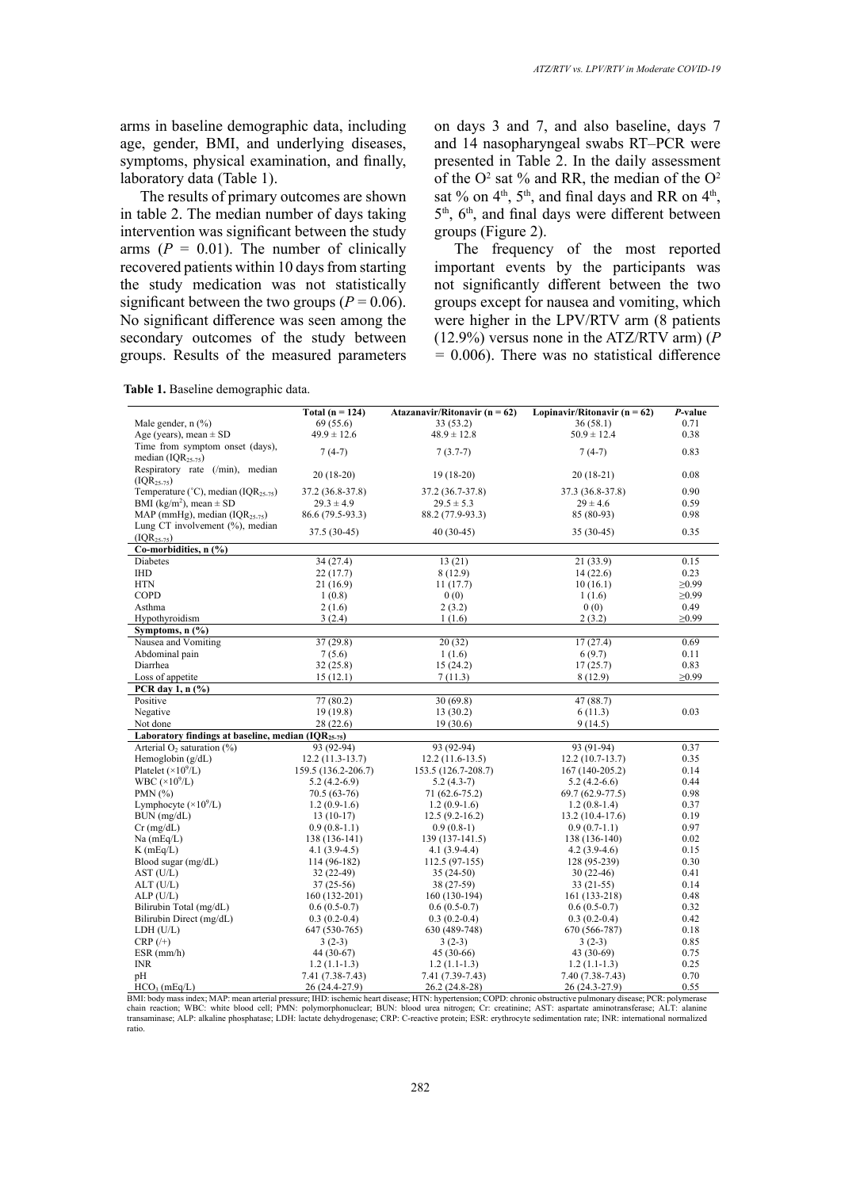arms in baseline demographic data, including age, gender, BMI, and underlying diseases, symptoms, physical examination, and finally, laboratory data (Table 1).

The results of primary outcomes are shown in table 2. The median number of days taking intervention was significant between the study arms ($P = 0.01$). The number of clinically recovered patients within 10 days from starting the study medication was not statistically significant between the two groups ($P = 0.06$). No significant difference was seen among the secondary outcomes of the study between groups. Results of the measured parameters on days 3 and 7, and also baseline, days 7 and 14 nasopharyngeal swabs RT–PCR were presented in Table 2. In the daily assessment of the $O^2$ sat % and RR, the median of the $O^2$ sat % on 4th, 5th, and final days and RR on 4th, 5th, 6th, and final days were different between groups (Figure 2).

The frequency of the most reported important events by the participants was not significantly different between the two groups except for nausea and vomiting, which were higher in the LPV/RTV arm (8 patients (12.9%) versus none in the ATZ/RTV arm) ($P = 0.006$). There was no statistical difference

**Table 1.** Baseline demographic data.

| | Total (n = 124) | Atazanavir/Ritonavir (n = 62) | Lopinavir/Ritonavir (n = 62) | *P*-value |
|---|---|---|---|---|
| Male gender, n (%) | 69 (55.6) | 33 (53.2) | 36 (58.1) | 0.71 |
| Age (years), mean ± SD | 49.9 ± 12.6 | 48.9 ± 12.8 | 50.9 ± 12.4 | 0.38 |
| Time from symptom onset (days), median ($IQR_{25-75}$) | 7 (4-7) | 7 (3.7-7) | 7 (4-7) | 0.83 |
| Respiratory rate (/min), median ($IQR_{25-75}$) | 20 (18-20) | 19 (18-20) | 20 (18-21) | 0.08 |
| Temperature (°C), median ($IQR_{25-75}$) | 37.2 (36.8-37.8) | 37.2 (36.7-37.8) | 37.3 (36.8-37.8) | 0.90 |
| BMI ($kg/m^2$), mean ± SD | 29.3 ± 4.9 | 29.5 ± 5.3 | 29 ± 4.6 | 0.59 |
| MAP (mmHg), median ($IQR_{25-75}$) | 86.6 (79.5-93.3) | 88.2 (77.9-93.3) | 85 (80-93) | 0.98 |
| Lung CT involvement (%), median ($IQR_{25-75}$) | 37.5 (30-45) | 40 (30-45) | 35 (30-45) | 0.35 |
| **Co-morbidities, n (%)** | | | | |
| Diabetes | 34 (27.4) | 13 (21) | 21 (33.9) | 0.15 |
| IHD | 22 (17.7) | 8 (12.9) | 14 (22.6) | 0.23 |
| HTN | 21 (16.9) | 11 (17.7) | 10 (16.1) | ≥0.99 |
| COPD | 1 (0.8) | 0 (0) | 1 (1.6) | ≥0.99 |
| Asthma | 2 (1.6) | 2 (3.2) | 0 (0) | 0.49 |
| Hypothyroidism | 3 (2.4) | 1 (1.6) | 2 (3.2) | ≥0.99 |
| **Symptoms, n (%)** | | | | |
| Nausea and Vomiting | 37 (29.8) | 20 (32) | 17 (27.4) | 0.69 |
| Abdominal pain | 7 (5.6) | 1 (1.6) | 6 (9.7) | 0.11 |
| Diarrhea | 32 (25.8) | 15 (24.2) | 17 (25.7) | 0.83 |
| Loss of appetite | 15 (12.1) | 7 (11.3) | 8 (12.9) | ≥0.99 |
| **PCR day 1, n (%)** | | | | |
| Positive | 77 (80.2) | 30 (69.8) | 47 (88.7) | |
| Negative | 19 (19.8) | 13 (30.2) | 6 (11.3) | 0.03 |
| Not done | 28 (22.6) | 19 (30.6) | 9 (14.5) | |
| **Laboratory findings at baseline, median ($IQR_{25-75}$)** | | | | |
| Arterial $O_2$ saturation (%) | 93 (92-94) | 93 (92-94) | 93 (91-94) | 0.37 |
| Hemoglobin (g/dL) | 12.2 (11.3-13.7) | 12.2 (11.6-13.5) | 12.2 (10.7-13.7) | 0.35 |
| Platelet ($\times 10^9$/L) | 159.5 (136.2-206.7) | 153.5 (126.7-208.7) | 167 (140-205.2) | 0.14 |
| WBC ($\times 10^9$/L) | 5.2 (4.2-6.9) | 5.2 (4.3-7) | 5.2 (4.2-6.6) | 0.44 |
| PMN (%) | 70.5 (63-76) | 71 (62.6-75.2) | 69.7 (62.9-77.5) | 0.98 |
| Lymphocyte ($\times 10^9$/L) | 1.2 (0.9-1.6) | 1.2 (0.9-1.6) | 1.2 (0.8-1.4) | 0.37 |
| BUN (mg/dL) | 13 (10-17) | 12.5 (9.2-16.2) | 13.2 (10.4-17.6) | 0.19 |
| Cr (mg/dL) | 0.9 (0.8-1.1) | 0.9 (0.8-1) | 0.9 (0.7-1.1) | 0.97 |
| Na (mEq/L) | 138 (136-141) | 139 (137-141.5) | 138 (136-140) | 0.02 |
| K (mEq/L) | 4.1 (3.9-4.5) | 4.1 (3.9-4.4) | 4.2 (3.9-4.6) | 0.15 |
| Blood sugar (mg/dL) | 114 (96-182) | 112.5 (97-155) | 128 (95-239) | 0.30 |
| AST (U/L) | 32 (22-49) | 35 (24-50) | 30 (22-46) | 0.41 |
| ALT (U/L) | 37 (25-56) | 38 (27-59) | 33 (21-55) | 0.14 |
| ALP (U/L) | 160 (132-201) | 160 (130-194) | 161 (133-218) | 0.48 |
| Bilirubin Total (mg/dL) | 0.6 (0.5-0.7) | 0.6 (0.5-0.7) | 0.6 (0.5-0.7) | 0.32 |
| Bilirubin Direct (mg/dL) | 0.3 (0.2-0.4) | 0.3 (0.2-0.4) | 0.3 (0.2-0.4) | 0.42 |
| LDH (U/L) | 647 (530-765) | 630 (489-748) | 670 (566-787) | 0.18 |
| CRP (/+) | 3 (2-3) | 3 (2-3) | 3 (2-3) | 0.85 |
| ESR (mm/h) | 44 (30-67) | 45 (30-66) | 43 (30-69) | 0.75 |
| INR | 1.2 (1.1-1.3) | 1.2 (1.1-1.3) | 1.2 (1.1-1.3) | 0.25 |
| pH | 7.41 (7.38-7.43) | 7.41 (7.39-7.43) | 7.40 (7.38-7.43) | 0.70 |
| $HCO_3$ (mEq/L) | 26 (24.4-27.9) | 26.2 (24.8-28) | 26 (24.3-27.9) | 0.55 |

BMI: body mass index; MAP: mean arterial pressure; IHD: ischemic heart disease; HTN: hypertension; COPD: chronic obstructive pulmonary disease; PCR: polymerase chain reaction; WBC: white blood cell; PMN: polymorphonuclear; BUN: blood urea nitrogen; Cr: creatinine; AST: aspartate aminotransferase; ALT: alanine transaminase; ALP: alkaline phosphatase; LDH: lactate dehydrogenase; CRP: C-reactive protein; ESR: erythrocyte sedimentation rate; INR: international normalized ratio.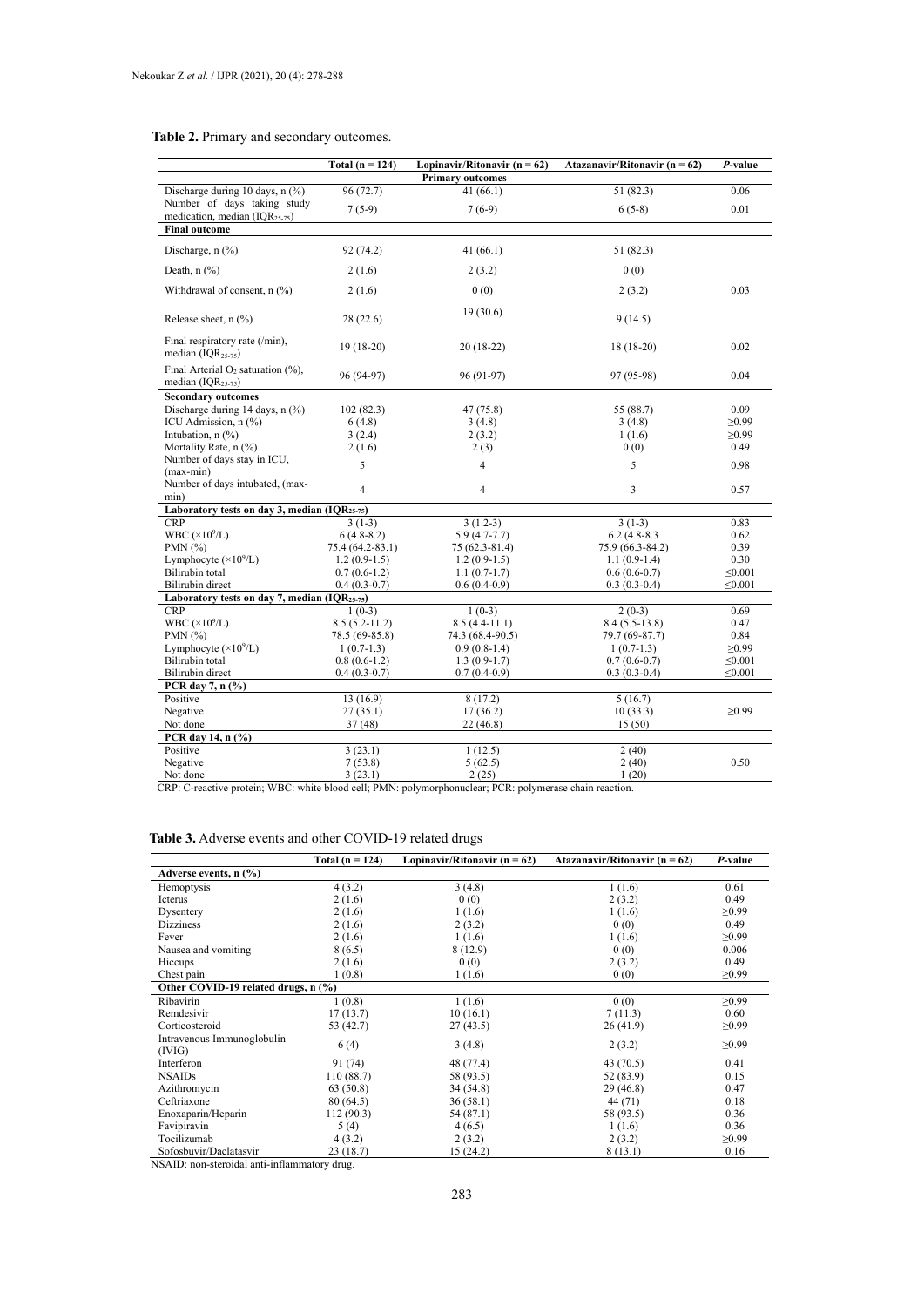**Table 2.** Primary and secondary outcomes.

| | Total (n = 124) | Lopinavir/Ritonavir (n = 62) | Atazanavir/Ritonavir (n = 62) | *P*-value |
|---|---|---|---|---|
| **Primary outcomes** | | | | |
| Discharge during 10 days, n (%) | 96 (72.7) | 41 (66.1) | 51 (82.3) | 0.06 |
| Number of days taking study medication, median ($IQR_{25-75}$) | 7 (5-9) | 7 (6-9) | 6 (5-8) | 0.01 |
| **Final outcome** | | | | |
| Discharge, n (%) | 92 (74.2) | 41 (66.1) | 51 (82.3) | |
| Death, n (%) | 2 (1.6) | 2 (3.2) | 0 (0) | |
| Withdrawal of consent, n (%) | 2 (1.6) | 0 (0) | 2 (3.2) | 0.03 |
| Release sheet, n (%) | 28 (22.6) | 19 (30.6) | 9 (14.5) | |
| Final respiratory rate (/min), median ($IQR_{25-75}$) | 19 (18-20) | 20 (18-22) | 18 (18-20) | 0.02 |
| Final Arterial $O_2$ saturation (%), median ($IQR_{25-75}$) | 96 (94-97) | 96 (91-97) | 97 (95-98) | 0.04 |
| **Secondary outcomes** | | | | |
| Discharge during 14 days, n (%) | 102 (82.3) | 47 (75.8) | 55 (88.7) | 0.09 |
| ICU Admission, n (%) | 6 (4.8) | 3 (4.8) | 3 (4.8) | ≥0.99 |
| Intubation, n (%) | 3 (2.4) | 2 (3.2) | 1 (1.6) | ≥0.99 |
| Mortality Rate, n (%) | 2 (1.6) | 2 (3) | 0 (0) | 0.49 |
| Number of days stay in ICU, (max-min) | 5 | 4 | 5 | 0.98 |
| Number of days intubated, (max-min) | 4 | 4 | 3 | 0.57 |
| **Laboratory tests on day 3, median ($IQR_{25-75}$)** | | | | |
| CRP | 3 (1-3) | 3 (1.2-3) | 3 (1-3) | 0.83 |
| WBC ($\times 10^9$/L) | 6 (4.8-8.2) | 5.9 (4.7-7.7) | 6.2 (4.8-8.3 | 0.62 |
| PMN (%) | 75.4 (64.2-83.1) | 75 (62.3-81.4) | 75.9 (66.3-84.2) | 0.39 |
| Lymphocyte ($\times 10^9$/L) | 1.2 (0.9-1.5) | 1.2 (0.9-1.5) | 1.1 (0.9-1.4) | 0.30 |
| Bilirubin total | 0.7 (0.6-1.2) | 1.1 (0.7-1.7) | 0.6 (0.6-0.7) | ≤0.001 |
| Bilirubin direct | 0.4 (0.3-0.7) | 0.6 (0.4-0.9) | 0.3 (0.3-0.4) | ≤0.001 |
| **Laboratory tests on day 7, median ($IQR_{25-75}$)** | | | | |
| CRP | 1 (0-3) | 1 (0-3) | 2 (0-3) | 0.69 |
| WBC ($\times 10^9$/L) | 8.5 (5.2-11.2) | 8.5 (4.4-11.1) | 8.4 (5.5-13.8) | 0.47 |
| PMN (%) | 78.5 (69-85.8) | 74.3 (68.4-90.5) | 79.7 (69-87.7) | 0.84 |
| Lymphocyte ($\times 10^9$/L) | 1 (0.7-1.3) | 0.9 (0.8-1.4) | 1 (0.7-1.3) | ≥0.99 |
| Bilirubin total | 0.8 (0.6-1.2) | 1.3 (0.9-1.7) | 0.7 (0.6-0.7) | ≤0.001 |
| Bilirubin direct | 0.4 (0.3-0.7) | 0.7 (0.4-0.9) | 0.3 (0.3-0.4) | ≤0.001 |
| **PCR day 7, n (%)** | | | | |
| Positive | 13 (16.9) | 8 (17.2) | 5 (16.7) | |
| Negative | 27 (35.1) | 17 (36.2) | 10 (33.3) | ≥0.99 |
| Not done | 37 (48) | 22 (46.8) | 15 (50) | |
| **PCR day 14, n (%)** | | | | |
| Positive | 3 (23.1) | 1 (12.5) | 2 (40) | |
| Negative | 7 (53.8) | 5 (62.5) | 2 (40) | 0.50 |
| Not done | 3 (23.1) | 2 (25) | 1 (20) | |

CRP: C-reactive protein; WBC: white blood cell; PMN: polymorphonuclear; PCR: polymerase chain reaction.

**Table 3.** Adverse events and other COVID-19 related drugs

| | Total (n = 124) | Lopinavir/Ritonavir (n = 62) | Atazanavir/Ritonavir (n = 62) | *P*-value |
|---|---|---|---|---|
| **Adverse events, n (%)** | | | | |
| Hemoptysis | 4 (3.2) | 3 (4.8) | 1 (1.6) | 0.61 |
| Icterus | 2 (1.6) | 0 (0) | 2 (3.2) | 0.49 |
| Dysentery | 2 (1.6) | 1 (1.6) | 1 (1.6) | ≥0.99 |
| Dizziness | 2 (1.6) | 2 (3.2) | 0 (0) | 0.49 |
| Fever | 2 (1.6) | 1 (1.6) | 1 (1.6) | ≥0.99 |
| Nausea and vomiting | 8 (6.5) | 8 (12.9) | 0 (0) | 0.006 |
| Hiccups | 2 (1.6) | 0 (0) | 2 (3.2) | 0.49 |
| Chest pain | 1 (0.8) | 1 (1.6) | 0 (0) | ≥0.99 |
| **Other COVID-19 related drugs, n (%)** | | | | |
| Ribavirin | 1 (0.8) | 1 (1.6) | 0 (0) | ≥0.99 |
| Remdesivir | 17 (13.7) | 10 (16.1) | 7 (11.3) | 0.60 |
| Corticosteroid | 53 (42.7) | 27 (43.5) | 26 (41.9) | ≥0.99 |
| Intravenous Immunoglobulin (IVIG) | 6 (4) | 3 (4.8) | 2 (3.2) | ≥0.99 |
| Interferon | 91 (74) | 48 (77.4) | 43 (70.5) | 0.41 |
| NSAIDs | 110 (88.7) | 58 (93.5) | 52 (83.9) | 0.15 |
| Azithromycin | 63 (50.8) | 34 (54.8) | 29 (46.8) | 0.47 |
| Ceftriaxone | 80 (64.5) | 36 (58.1) | 44 (71) | 0.18 |
| Enoxaparin/Heparin | 112 (90.3) | 54 (87.1) | 58 (93.5) | 0.36 |
| Favipiravin | 5 (4) | 4 (6.5) | 1 (1.6) | 0.36 |
| Tocilizumab | 4 (3.2) | 2 (3.2) | 2 (3.2) | ≥0.99 |
| Sofosbuvir/Daclatasvir | 23 (18.7) | 15 (24.2) | 8 (13.1) | 0.16 |

NSAID: non-steroidal anti-inflammatory drug.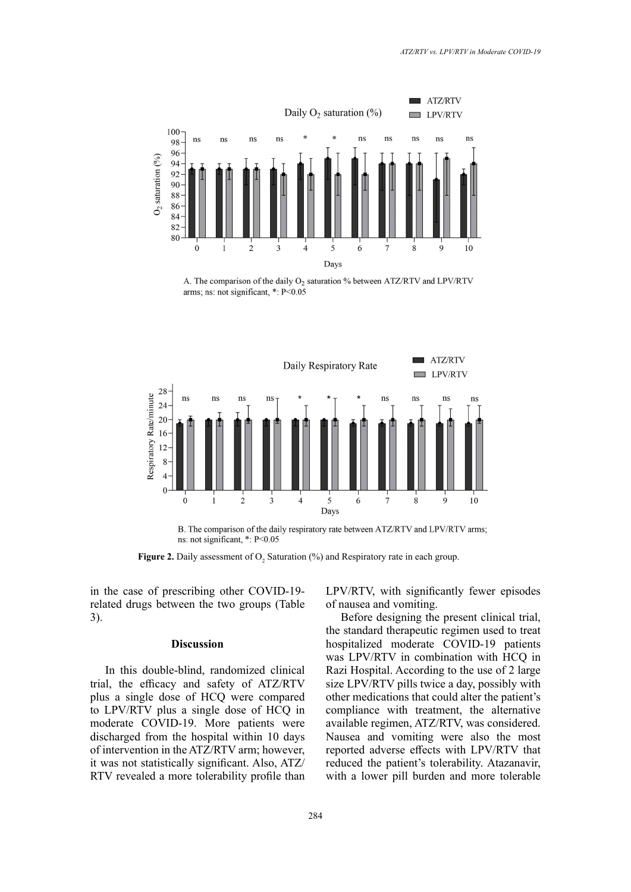A. The comparison of the daily $O_2$ saturation % between ATZ/RTV and LPV/RTV arms; ns: not significant, *: P<0.05

B. The comparison of the daily respiratory rate between ATZ/RTV and LPV/RTV arms; ns: not significant, *: P<0.05

**Figure 2.** Daily assessment of $O_2$ Saturation (%) and Respiratory rate in each group.

in the case of prescribing other COVID-19-related drugs between the two groups (Table 3).

## Discussion

In this double-blind, randomized clinical trial, the efficacy and safety of ATZ/RTV plus a single dose of HCQ were compared to LPV/RTV plus a single dose of HCQ in moderate COVID-19. More patients were discharged from the hospital within 10 days of intervention in the ATZ/RTV arm; however, it was not statistically significant. Also, ATZ/RTV revealed a more tolerability profile than LPV/RTV, with significantly fewer episodes of nausea and vomiting.

Before designing the present clinical trial, the standard therapeutic regimen used to treat hospitalized moderate COVID-19 patients was LPV/RTV in combination with HCQ in Razi Hospital. According to the use of 2 large size LPV/RTV pills twice a day, possibly with other medications that could alter the patient's compliance with treatment, the alternative available regimen, ATZ/RTV, was considered. Nausea and vomiting were also the most reported adverse effects with LPV/RTV that reduced the patient's tolerability. Atazanavir, with a lower pill burden and more tolerable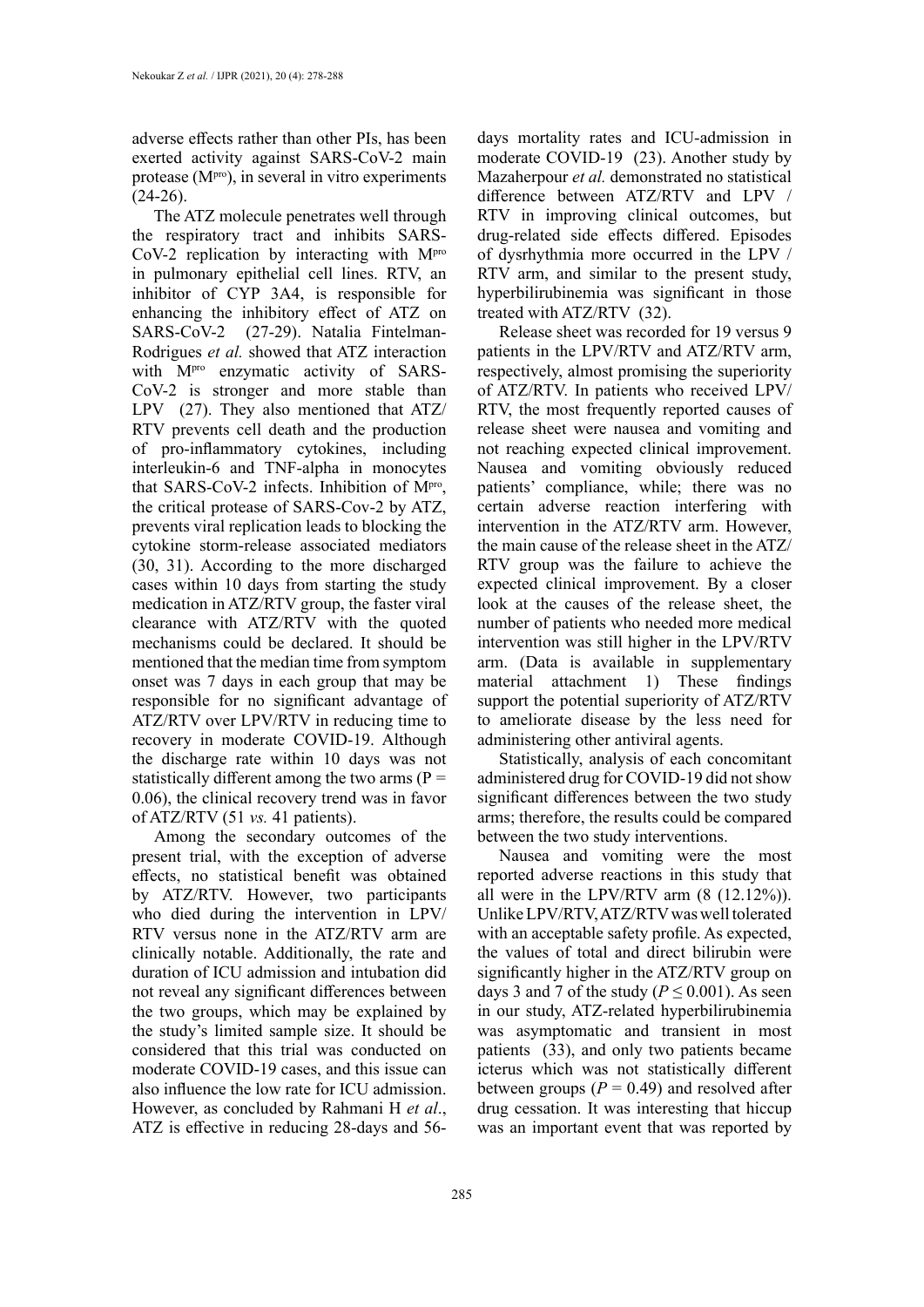adverse effects rather than other PIs, has been exerted activity against SARS-CoV-2 main protease ($M^{pro}$), in several in vitro experiments (24-26).

The ATZ molecule penetrates well through the respiratory tract and inhibits SARS-CoV-2 replication by interacting with $M^{pro}$ in pulmonary epithelial cell lines. RTV, an inhibitor of CYP 3A4, is responsible for enhancing the inhibitory effect of ATZ on SARS-CoV-2 (27-29). Natalia Fintelman-Rodrigues *et al.* showed that ATZ interaction with $M^{pro}$ enzymatic activity of SARS-CoV-2 is stronger and more stable than LPV (27). They also mentioned that ATZ/RTV prevents cell death and the production of pro-inflammatory cytokines, including interleukin-6 and TNF-alpha in monocytes that SARS-CoV-2 infects. Inhibition of $M^{pro}$, the critical protease of SARS-Cov-2 by ATZ, prevents viral replication leads to blocking the cytokine storm-release associated mediators (30, 31). According to the more discharged cases within 10 days from starting the study medication in ATZ/RTV group, the faster viral clearance with ATZ/RTV with the quoted mechanisms could be declared. It should be mentioned that the median time from symptom onset was 7 days in each group that may be responsible for no significant advantage of ATZ/RTV over LPV/RTV in reducing time to recovery in moderate COVID-19. Although the discharge rate within 10 days was not statistically different among the two arms ($P$ = 0.06), the clinical recovery trend was in favor of ATZ/RTV (51 *vs.* 41 patients).

Among the secondary outcomes of the present trial, with the exception of adverse effects, no statistical benefit was obtained by ATZ/RTV. However, two participants who died during the intervention in LPV/RTV versus none in the ATZ/RTV arm are clinically notable. Additionally, the rate and duration of ICU admission and intubation did not reveal any significant differences between the two groups, which may be explained by the study's limited sample size. It should be considered that this trial was conducted on moderate COVID-19 cases, and this issue can also influence the low rate for ICU admission. However, as concluded by Rahmani H *et al*., ATZ is effective in reducing 28-days and 56-days mortality rates and ICU-admission in moderate COVID-19 (23). Another study by Mazaherpour *et al.* demonstrated no statistical difference between ATZ/RTV and LPV / RTV in improving clinical outcomes, but drug-related side effects differed. Episodes of dysrhythmia more occurred in the LPV / RTV arm, and similar to the present study, hyperbilirubinemia was significant in those treated with ATZ/RTV (32).

Release sheet was recorded for 19 versus 9 patients in the LPV/RTV and ATZ/RTV arm, respectively, almost promising the superiority of ATZ/RTV. In patients who received LPV/RTV, the most frequently reported causes of release sheet were nausea and vomiting and not reaching expected clinical improvement. Nausea and vomiting obviously reduced patients' compliance, while; there was no certain adverse reaction interfering with intervention in the ATZ/RTV arm. However, the main cause of the release sheet in the ATZ/RTV group was the failure to achieve the expected clinical improvement. By a closer look at the causes of the release sheet, the number of patients who needed more medical intervention was still higher in the LPV/RTV arm. (Data is available in supplementary material attachment 1) These findings support the potential superiority of ATZ/RTV to ameliorate disease by the less need for administering other antiviral agents.

Statistically, analysis of each concomitant administered drug for COVID-19 did not show significant differences between the two study arms; therefore, the results could be compared between the two study interventions.

Nausea and vomiting were the most reported adverse reactions in this study that all were in the LPV/RTV arm (8 (12.12%)). Unlike LPV/RTV, ATZ/RTV was well tolerated with an acceptable safety profile. As expected, the values of total and direct bilirubin were significantly higher in the ATZ/RTV group on days 3 and 7 of the study ($P \leq 0.001$). As seen in our study, ATZ-related hyperbilirubinemia was asymptomatic and transient in most patients (33), and only two patients became icterus which was not statistically different between groups ($P$ = 0.49) and resolved after drug cessation. It was interesting that hiccup was an important event that was reported by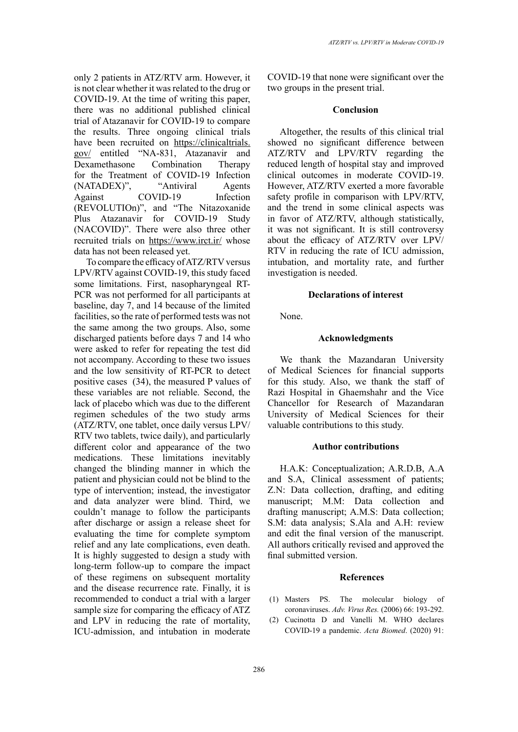only 2 patients in ATZ/RTV arm. However, it is not clear whether it was related to the drug or COVID-19. At the time of writing this paper, there was no additional published clinical trial of Atazanavir for COVID-19 to compare the results. Three ongoing clinical trials have been recruited on https://clinicaltrials.gov/ entitled "NA-831, Atazanavir and Dexamethasone Combination Therapy for the Treatment of COVID-19 Infection (NATADEX)", "Antiviral Agents Against COVID-19 Infection (REVOLUTIOn)", and "The Nitazoxanide Plus Atazanavir for COVID-19 Study (NACOVID)". There were also three other recruited trials on https://www.irct.ir/ whose data has not been released yet.

To compare the efficacy of ATZ/RTV versus LPV/RTV against COVID-19, this study faced some limitations. First, nasopharyngeal RT-PCR was not performed for all participants at baseline, day 7, and 14 because of the limited facilities, so the rate of performed tests was not the same among the two groups. Also, some discharged patients before days 7 and 14 who were asked to refer for repeating the test did not accompany. According to these two issues and the low sensitivity of RT-PCR to detect positive cases (34), the measured P values of these variables are not reliable. Second, the lack of placebo which was due to the different regimen schedules of the two study arms (ATZ/RTV, one tablet, once daily versus LPV/RTV two tablets, twice daily), and particularly different color and appearance of the two medications. These limitations inevitably changed the blinding manner in which the patient and physician could not be blind to the type of intervention; instead, the investigator and data analyzer were blind. Third, we couldn't manage to follow the participants after discharge or assign a release sheet for evaluating the time for complete symptom relief and any late complications, even death. It is highly suggested to design a study with long-term follow-up to compare the impact of these regimens on subsequent mortality and the disease recurrence rate. Finally, it is recommended to conduct a trial with a larger sample size for comparing the efficacy of ATZ and LPV in reducing the rate of mortality, ICU-admission, and intubation in moderate COVID-19 that none were significant over the two groups in the present trial.

## Conclusion

Altogether, the results of this clinical trial showed no significant difference between ATZ/RTV and LPV/RTV regarding the reduced length of hospital stay and improved clinical outcomes in moderate COVID-19. However, ATZ/RTV exerted a more favorable safety profile in comparison with LPV/RTV, and the trend in some clinical aspects was in favor of ATZ/RTV, although statistically, it was not significant. It is still controversy about the efficacy of ATZ/RTV over LPV/RTV in reducing the rate of ICU admission, intubation, and mortality rate, and further investigation is needed.

## Declarations of interest

None.

## Acknowledgments

We thank the Mazandaran University of Medical Sciences for financial supports for this study. Also, we thank the staff of Razi Hospital in Ghaemshahr and the Vice Chancellor for Research of Mazandaran University of Medical Sciences for their valuable contributions to this study.

## Author contributions

H.A.K: Conceptualization; A.R.D.B, A.A and S.A, Clinical assessment of patients; Z.N: Data collection, drafting, and editing manuscript; M.M: Data collection and drafting manuscript; A.M.S: Data collection; S.M: data analysis; S.Ala and A.H: review and edit the final version of the manuscript. All authors critically revised and approved the final submitted version.

## References

(1) Masters PS. The molecular biology of coronaviruses. *Adv. Virus Res.* (2006) 66: 193-292.

(2) Cucinotta D and Vanelli M. WHO declares COVID-19 a pandemic. *Acta Biomed*. (2020) 91: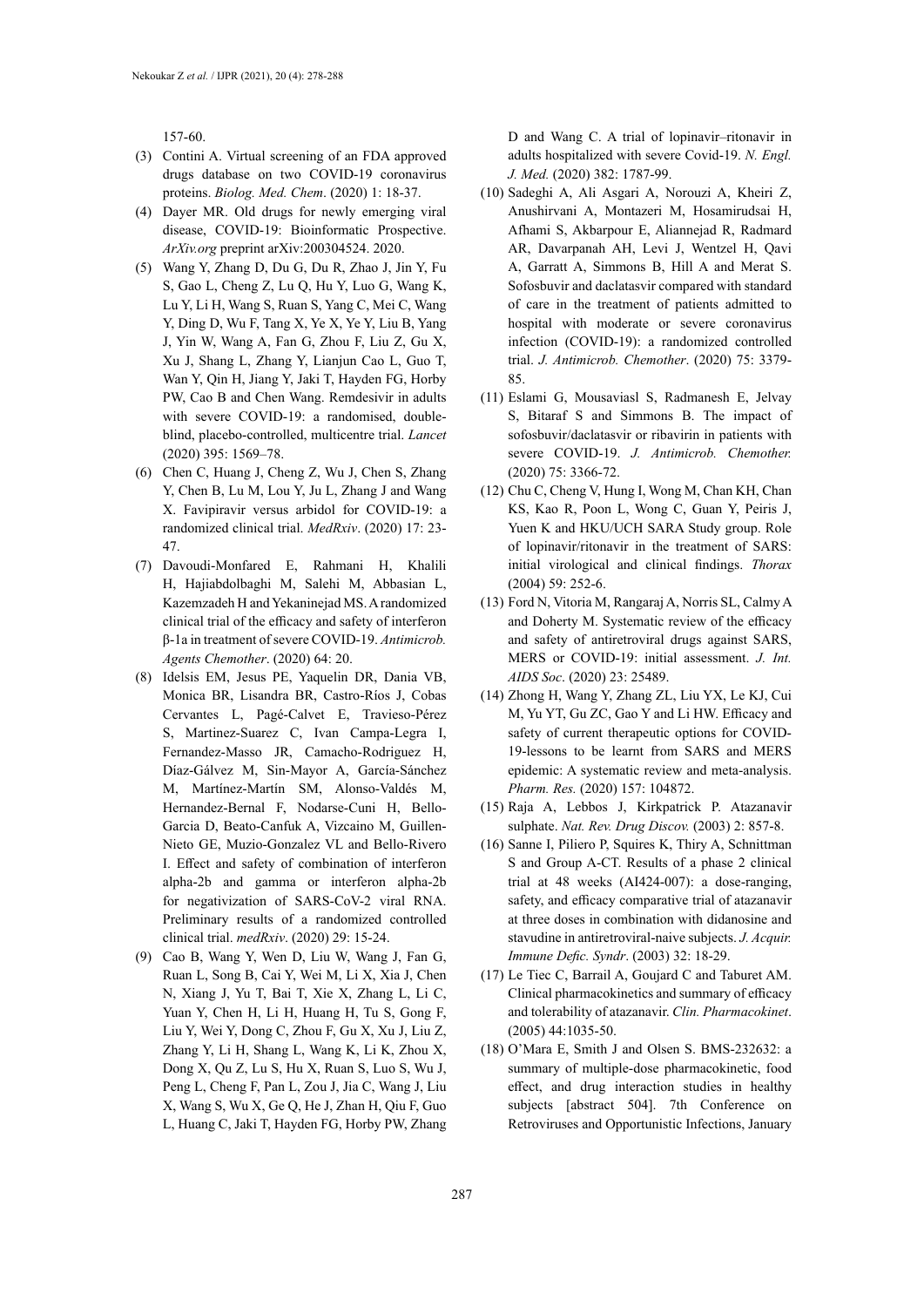157-60.

(3) Contini A. Virtual screening of an FDA approved drugs database on two COVID-19 coronavirus proteins. *Biolog. Med. Chem*. (2020) 1: 18-37.

(4) Dayer MR. Old drugs for newly emerging viral disease, COVID-19: Bioinformatic Prospective. *ArXiv.org* preprint arXiv:200304524. 2020.

(5) Wang Y, Zhang D, Du G, Du R, Zhao J, Jin Y, Fu S, Gao L, Cheng Z, Lu Q, Hu Y, Luo G, Wang K, Lu Y, Li H, Wang S, Ruan S, Yang C, Mei C, Wang Y, Ding D, Wu F, Tang X, Ye X, Ye Y, Liu B, Yang J, Yin W, Wang A, Fan G, Zhou F, Liu Z, Gu X, Xu J, Shang L, Zhang Y, Lianjun Cao L, Guo T, Wan Y, Qin H, Jiang Y, Jaki T, Hayden FG, Horby PW, Cao B and Chen Wang. Remdesivir in adults with severe COVID-19: a randomised, double-blind, placebo-controlled, multicentre trial. *Lancet* (2020) 395: 1569–78.

(6) Chen C, Huang J, Cheng Z, Wu J, Chen S, Zhang Y, Chen B, Lu M, Lou Y, Ju L, Zhang J and Wang X. Favipiravir versus arbidol for COVID-19: a randomized clinical trial. *MedRxiv*. (2020) 17: 23-47.

(7) Davoudi-Monfared E, Rahmani H, Khalili H, Hajiabdolbaghi M, Salehi M, Abbasian L, Kazemzadeh H and Yekaninejad MS. A randomized clinical trial of the efficacy and safety of interferon β-1a in treatment of severe COVID-19. *Antimicrob. Agents Chemother*. (2020) 64: 20.

(8) Idelsis EM, Jesus PE, Yaquelin DR, Dania VB, Monica BR, Lisandra BR, Castro-Ríos J, Cobas Cervantes L, Pagé-Calvet E, Travieso-Pérez S, Martinez-Suarez C, Ivan Campa-Legra I, Fernandez-Masso JR, Camacho-Rodriguez H, Díaz-Gálvez M, Sin-Mayor A, García-Sánchez M, Martínez-Martín SM, Alonso-Valdés M, Hernandez-Bernal F, Nodarse-Cuni H, Bello-Garcia D, Beato-Canfuk A, Vizcaino M, Guillen-Nieto GE, Muzio-Gonzalez VL and Bello-Rivero I. Effect and safety of combination of interferon alpha-2b and gamma or interferon alpha-2b for negativization of SARS-CoV-2 viral RNA. Preliminary results of a randomized controlled clinical trial. *medRxiv*. (2020) 29: 15-24.

(9) Cao B, Wang Y, Wen D, Liu W, Wang J, Fan G, Ruan L, Song B, Cai Y, Wei M, Li X, Xia J, Chen N, Xiang J, Yu T, Bai T, Xie X, Zhang L, Li C, Yuan Y, Chen H, Li H, Huang H, Tu S, Gong F, Liu Y, Wei Y, Dong C, Zhou F, Gu X, Xu J, Liu Z, Zhang Y, Li H, Shang L, Wang K, Li K, Zhou X, Dong X, Qu Z, Lu S, Hu X, Ruan S, Luo S, Wu J, Peng L, Cheng F, Pan L, Zou J, Jia C, Wang J, Liu X, Wang S, Wu X, Ge Q, He J, Zhan H, Qiu F, Guo L, Huang C, Jaki T, Hayden FG, Horby PW, Zhang D and Wang C. A trial of lopinavir–ritonavir in adults hospitalized with severe Covid-19. *N. Engl. J. Med.* (2020) 382: 1787-99.

(10) Sadeghi A, Ali Asgari A, Norouzi A, Kheiri Z, Anushirvani A, Montazeri M, Hosamirudsai H, Afhami S, Akbarpour E, Aliannejad R, Radmard AR, Davarpanah AH, Levi J, Wentzel H, Qavi A, Garratt A, Simmons B, Hill A and Merat S. Sofosbuvir and daclatasvir compared with standard of care in the treatment of patients admitted to hospital with moderate or severe coronavirus infection (COVID-19): a randomized controlled trial. *J. Antimicrob. Chemother*. (2020) 75: 3379-85.

(11) Eslami G, Mousaviasl S, Radmanesh E, Jelvay S, Bitaraf S and Simmons B. The impact of sofosbuvir/daclatasvir or ribavirin in patients with severe COVID-19. *J. Antimicrob. Chemother.* (2020) 75: 3366-72.

(12) Chu C, Cheng V, Hung I, Wong M, Chan KH, Chan KS, Kao R, Poon L, Wong C, Guan Y, Peiris J, Yuen K and HKU/UCH SARA Study group. Role of lopinavir/ritonavir in the treatment of SARS: initial virological and clinical findings. *Thorax* (2004) 59: 252-6.

(13) Ford N, Vitoria M, Rangaraj A, Norris SL, Calmy A and Doherty M. Systematic review of the efficacy and safety of antiretroviral drugs against SARS, MERS or COVID-19: initial assessment. *J. Int. AIDS Soc*. (2020) 23: 25489.

(14) Zhong H, Wang Y, Zhang ZL, Liu YX, Le KJ, Cui M, Yu YT, Gu ZC, Gao Y and Li HW. Efficacy and safety of current therapeutic options for COVID-19-lessons to be learnt from SARS and MERS epidemic: A systematic review and meta-analysis. *Pharm. Res.* (2020) 157: 104872.

(15) Raja A, Lebbos J, Kirkpatrick P. Atazanavir sulphate. *Nat. Rev. Drug Discov.* (2003) 2: 857-8.

(16) Sanne I, Piliero P, Squires K, Thiry A, Schnittman S and Group A-CT. Results of a phase 2 clinical trial at 48 weeks (AI424-007): a dose-ranging, safety, and efficacy comparative trial of atazanavir at three doses in combination with didanosine and stavudine in antiretroviral-naive subjects. *J. Acquir. Immune Defic. Syndr*. (2003) 32: 18-29.

(17) Le Tiec C, Barrail A, Goujard C and Taburet AM. Clinical pharmacokinetics and summary of efficacy and tolerability of atazanavir. *Clin. Pharmacokinet*. (2005) 44:1035-50.

(18) O'Mara E, Smith J and Olsen S. BMS-232632: a summary of multiple-dose pharmacokinetic, food effect, and drug interaction studies in healthy subjects [abstract 504]. 7th Conference on Retroviruses and Opportunistic Infections, January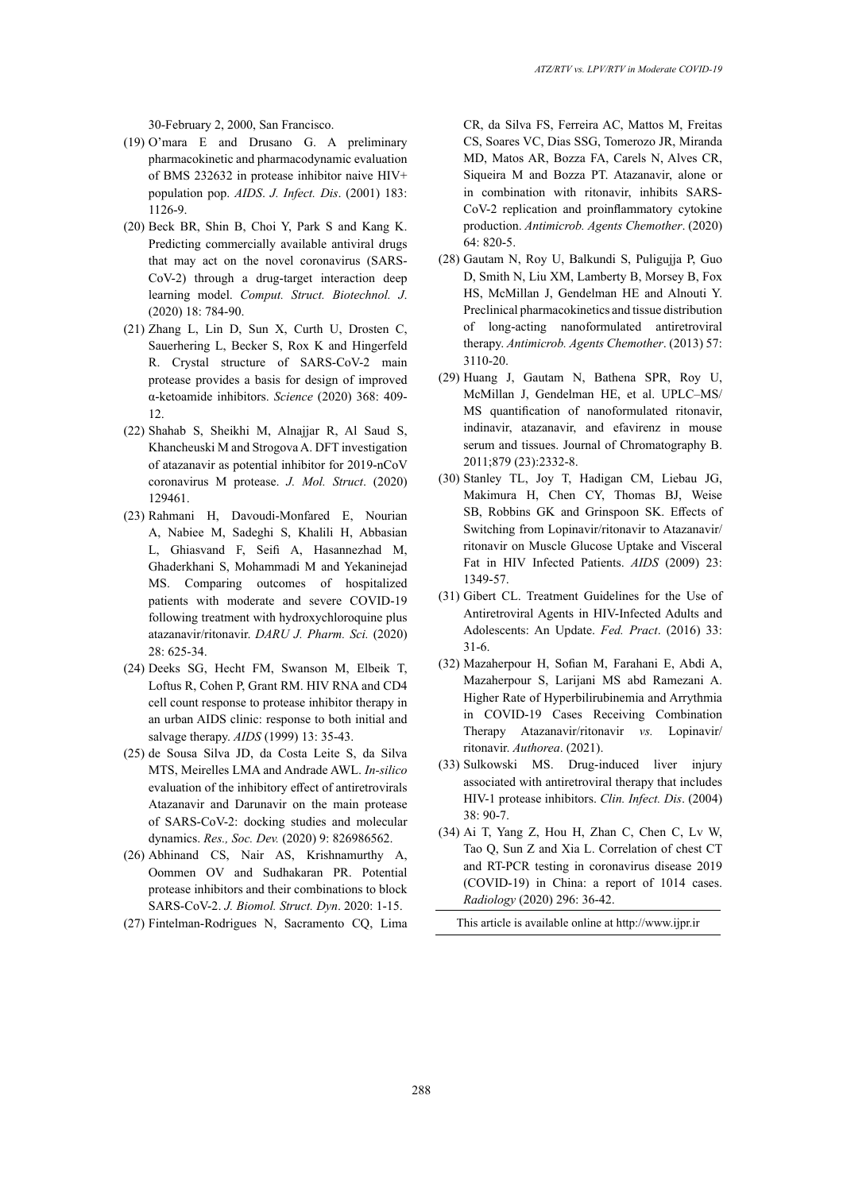30-February 2, 2000, San Francisco.

(19) O'mara E and Drusano G. A preliminary pharmacokinetic and pharmacodynamic evaluation of BMS 232632 in protease inhibitor naive HIV+ population pop. *AIDS*. *J. Infect. Dis*. (2001) 183: 1126-9.

(20) Beck BR, Shin B, Choi Y, Park S and Kang K. Predicting commercially available antiviral drugs that may act on the novel coronavirus (SARS-CoV-2) through a drug-target interaction deep learning model. *Comput. Struct. Biotechnol. J*. (2020) 18: 784-90.

(21) Zhang L, Lin D, Sun X, Curth U, Drosten C, Sauerhering L, Becker S, Rox K and Hingerfeld R. Crystal structure of SARS-CoV-2 main protease provides a basis for design of improved α-ketoamide inhibitors. *Science* (2020) 368: 409-12.

(22) Shahab S, Sheikhi M, Alnajjar R, Al Saud S, Khancheuski M and Strogova A. DFT investigation of atazanavir as potential inhibitor for 2019-nCoV coronavirus M protease. *J. Mol. Struct*. (2020) 129461.

(23) Rahmani H, Davoudi-Monfared E, Nourian A, Nabiee M, Sadeghi S, Khalili H, Abbasian L, Ghiasvand F, Seifi A, Hasannezhad M, Ghaderkhani S, Mohammadi M and Yekaninejad MS. Comparing outcomes of hospitalized patients with moderate and severe COVID-19 following treatment with hydroxychloroquine plus atazanavir/ritonavir. *DARU J. Pharm. Sci.* (2020) 28: 625-34.

(24) Deeks SG, Hecht FM, Swanson M, Elbeik T, Loftus R, Cohen P, Grant RM. HIV RNA and CD4 cell count response to protease inhibitor therapy in an urban AIDS clinic: response to both initial and salvage therapy. *AIDS* (1999) 13: 35-43.

(25) de Sousa Silva JD, da Costa Leite S, da Silva MTS, Meirelles LMA and Andrade AWL. *In-silico* evaluation of the inhibitory effect of antiretrovirals Atazanavir and Darunavir on the main protease of SARS-CoV-2: docking studies and molecular dynamics. *Res., Soc. Dev.* (2020) 9: 826986562.

(26) Abhinand CS, Nair AS, Krishnamurthy A, Oommen OV and Sudhakaran PR. Potential protease inhibitors and their combinations to block SARS-CoV-2. *J. Biomol. Struct. Dyn*. 2020: 1-15.

(27) Fintelman-Rodrigues N, Sacramento CQ, Lima CR, da Silva FS, Ferreira AC, Mattos M, Freitas CS, Soares VC, Dias SSG, Tomerozo JR, Miranda MD, Matos AR, Bozza FA, Carels N, Alves CR, Siqueira M and Bozza PT. Atazanavir, alone or in combination with ritonavir, inhibits SARS-CoV-2 replication and proinflammatory cytokine production. *Antimicrob. Agents Chemother*. (2020) 64: 820-5.

(28) Gautam N, Roy U, Balkundi S, Puligujja P, Guo D, Smith N, Liu XM, Lamberty B, Morsey B, Fox HS, McMillan J, Gendelman HE and Alnouti Y. Preclinical pharmacokinetics and tissue distribution of long-acting nanoformulated antiretroviral therapy. *Antimicrob. Agents Chemother*. (2013) 57: 3110-20.

(29) Huang J, Gautam N, Bathena SPR, Roy U, McMillan J, Gendelman HE, et al. UPLC–MS/MS quantification of nanoformulated ritonavir, indinavir, atazanavir, and efavirenz in mouse serum and tissues. Journal of Chromatography B. 2011;879 (23):2332-8.

(30) Stanley TL, Joy T, Hadigan CM, Liebau JG, Makimura H, Chen CY, Thomas BJ, Weise SB, Robbins GK and Grinspoon SK. Effects of Switching from Lopinavir/ritonavir to Atazanavir/ritonavir on Muscle Glucose Uptake and Visceral Fat in HIV Infected Patients. *AIDS* (2009) 23: 1349-57.

(31) Gibert CL. Treatment Guidelines for the Use of Antiretroviral Agents in HIV-Infected Adults and Adolescents: An Update. *Fed. Pract*. (2016) 33: 31-6.

(32) Mazaherpour H, Sofian M, Farahani E, Abdi A, Mazaherpour S, Larijani MS abd Ramezani A. Higher Rate of Hyperbilirubinemia and Arrythmia in COVID-19 Cases Receiving Combination Therapy Atazanavir/ritonavir *vs.* Lopinavir/ritonavir. *Authorea*. (2021).

(33) Sulkowski MS. Drug-induced liver injury associated with antiretroviral therapy that includes HIV-1 protease inhibitors. *Clin. Infect. Dis*. (2004) 38: 90-7.

(34) Ai T, Yang Z, Hou H, Zhan C, Chen C, Lv W, Tao Q, Sun Z and Xia L. Correlation of chest CT and RT-PCR testing in coronavirus disease 2019 (COVID-19) in China: a report of 1014 cases. *Radiology* (2020) 296: 36-42.

This article is available online at http://www.ijpr.ir